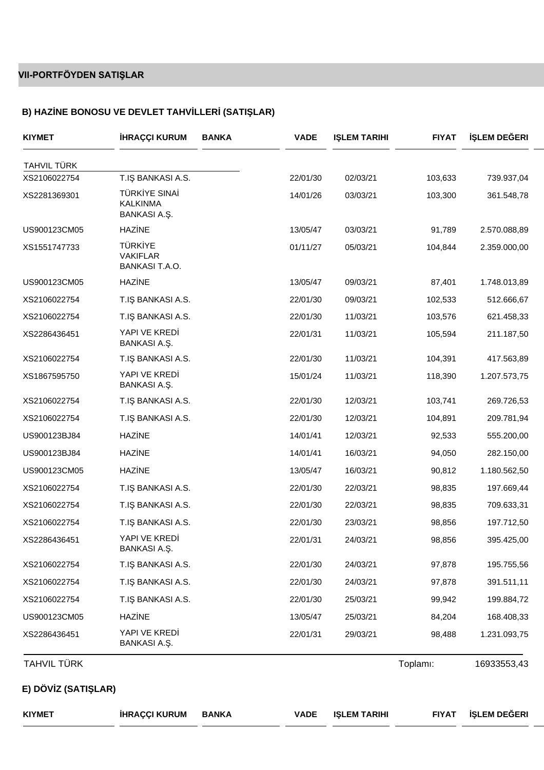## VII-PORTFÖYDEN SATIŞLAR

### B) HAZİNE BONOSU VE DEVLET TAHVİLLERİ (SATIŞLAR)

| KIYMET | İHRAÇÇI KURUM | BANKA | VADE | IŞLEM TARIHI | FIYAT | İŞLEM DEĞERI |
|---|---|---|---|---|---|---|
| TAHVIL TÜRK | | | | | | |
| XS2106022754 | T.IŞ BANKASI A.S. | | 22/01/30 | 02/03/21 | 103,633 | 739.937,04 |
| XS2281369301 | TÜRKİYE SINAİ KALKINMA BANKASI A.Ş. | | 14/01/26 | 03/03/21 | 103,300 | 361.548,78 |
| US900123CM05 | HAZİNE | | 13/05/47 | 03/03/21 | 91,789 | 2.570.088,89 |
| XS1551747733 | TÜRKİYE VAKIFLAR BANKASI T.A.O. | | 01/11/27 | 05/03/21 | 104,844 | 2.359.000,00 |
| US900123CM05 | HAZİNE | | 13/05/47 | 09/03/21 | 87,401 | 1.748.013,89 |
| XS2106022754 | T.IŞ BANKASI A.S. | | 22/01/30 | 09/03/21 | 102,533 | 512.666,67 |
| XS2106022754 | T.IŞ BANKASI A.S. | | 22/01/30 | 11/03/21 | 103,576 | 621.458,33 |
| XS2286436451 | YAPI VE KREDİ BANKASI A.Ş. | | 22/01/31 | 11/03/21 | 105,594 | 211.187,50 |
| XS2106022754 | T.IŞ BANKASI A.S. | | 22/01/30 | 11/03/21 | 104,391 | 417.563,89 |
| XS1867595750 | YAPI VE KREDİ BANKASI A.Ş. | | 15/01/24 | 11/03/21 | 118,390 | 1.207.573,75 |
| XS2106022754 | T.IŞ BANKASI A.S. | | 22/01/30 | 12/03/21 | 103,741 | 269.726,53 |
| XS2106022754 | T.IŞ BANKASI A.S. | | 22/01/30 | 12/03/21 | 104,891 | 209.781,94 |
| US900123BJ84 | HAZİNE | | 14/01/41 | 12/03/21 | 92,533 | 555.200,00 |
| US900123BJ84 | HAZİNE | | 14/01/41 | 16/03/21 | 94,050 | 282.150,00 |
| US900123CM05 | HAZİNE | | 13/05/47 | 16/03/21 | 90,812 | 1.180.562,50 |
| XS2106022754 | T.IŞ BANKASI A.S. | | 22/01/30 | 22/03/21 | 98,835 | 197.669,44 |
| XS2106022754 | T.IŞ BANKASI A.S. | | 22/01/30 | 22/03/21 | 98,835 | 709.633,31 |
| XS2106022754 | T.IŞ BANKASI A.S. | | 22/01/30 | 23/03/21 | 98,856 | 197.712,50 |
| XS2286436451 | YAPI VE KREDİ BANKASI A.Ş. | | 22/01/31 | 24/03/21 | 98,856 | 395.425,00 |
| XS2106022754 | T.IŞ BANKASI A.S. | | 22/01/30 | 24/03/21 | 97,878 | 195.755,56 |
| XS2106022754 | T.IŞ BANKASI A.S. | | 22/01/30 | 24/03/21 | 97,878 | 391.511,11 |
| XS2106022754 | T.IŞ BANKASI A.S. | | 22/01/30 | 25/03/21 | 99,942 | 199.884,72 |
| US900123CM05 | HAZİNE | | 13/05/47 | 25/03/21 | 84,204 | 168.408,33 |
| XS2286436451 | YAPI VE KREDİ BANKASI A.Ş. | | 22/01/31 | 29/03/21 | 98,488 | 1.231.093,75 |
| TAHVIL TÜRK | | | | | Toplamı: | 16933553,43 |

### E) DÖVİZ (SATIŞLAR)

| KIYMET | İHRAÇÇI KURUM | BANKA | VADE | IŞLEM TARIHI | FIYAT | İŞLEM DEĞERI |
|---|---|---|---|---|---|---|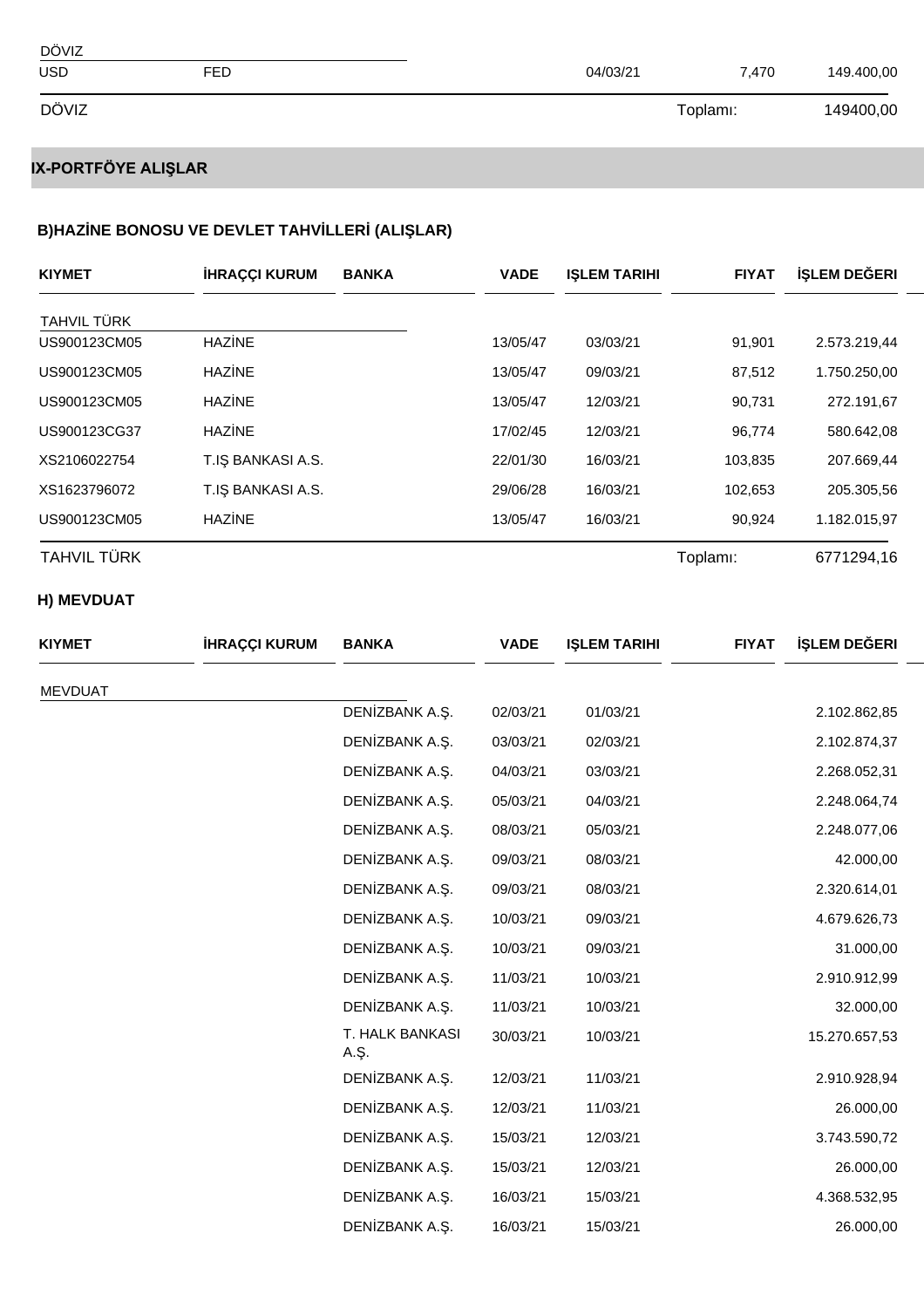| DÖVIZ | | | | | | |
|---|---|---|---|---|---|---|
| USD | FED | | | 04/03/21 | 7,470 | 149.400,00 |
| DÖVIZ | | | | | Toplamı: | 149400,00 |

## IX-PORTFÖYE ALIŞLAR

### B)HAZİNE BONOSU VE DEVLET TAHVİLLERİ (ALIŞLAR)

| KIYMET | İHRAÇÇI KURUM | BANKA | VADE | IŞLEM TARIHI | FIYAT | İŞLEM DEĞERI |
|---|---|---|---|---|---|---|
| TAHVIL TÜRK | | | | | | |
| US900123CM05 | HAZİNE | | 13/05/47 | 03/03/21 | 91,901 | 2.573.219,44 |
| US900123CM05 | HAZİNE | | 13/05/47 | 09/03/21 | 87,512 | 1.750.250,00 |
| US900123CM05 | HAZİNE | | 13/05/47 | 12/03/21 | 90,731 | 272.191,67 |
| US900123CG37 | HAZİNE | | 17/02/45 | 12/03/21 | 96,774 | 580.642,08 |
| XS2106022754 | T.IŞ BANKASI A.S. | | 22/01/30 | 16/03/21 | 103,835 | 207.669,44 |
| XS1623796072 | T.IŞ BANKASI A.S. | | 29/06/28 | 16/03/21 | 102,653 | 205.305,56 |
| US900123CM05 | HAZİNE | | 13/05/47 | 16/03/21 | 90,924 | 1.182.015,97 |
| TAHVIL TÜRK | | | | | Toplamı: | 6771294,16 |

### H) MEVDUAT

| KIYMET | İHRAÇÇI KURUM | BANKA | VADE | IŞLEM TARIHI | FIYAT | İŞLEM DEĞERI |
|---|---|---|---|---|---|---|
| MEVDUAT | | | | | | |
| | | DENİZBANK A.Ş. | 02/03/21 | 01/03/21 | | 2.102.862,85 |
| | | DENİZBANK A.Ş. | 03/03/21 | 02/03/21 | | 2.102.874,37 |
| | | DENİZBANK A.Ş. | 04/03/21 | 03/03/21 | | 2.268.052,31 |
| | | DENİZBANK A.Ş. | 05/03/21 | 04/03/21 | | 2.248.064,74 |
| | | DENİZBANK A.Ş. | 08/03/21 | 05/03/21 | | 2.248.077,06 |
| | | DENİZBANK A.Ş. | 09/03/21 | 08/03/21 | | 42.000,00 |
| | | DENİZBANK A.Ş. | 09/03/21 | 08/03/21 | | 2.320.614,01 |
| | | DENİZBANK A.Ş. | 10/03/21 | 09/03/21 | | 4.679.626,73 |
| | | DENİZBANK A.Ş. | 10/03/21 | 09/03/21 | | 31.000,00 |
| | | DENİZBANK A.Ş. | 11/03/21 | 10/03/21 | | 2.910.912,99 |
| | | DENİZBANK A.Ş. | 11/03/21 | 10/03/21 | | 32.000,00 |
| | | T. HALK BANKASI A.Ş. | 30/03/21 | 10/03/21 | | 15.270.657,53 |
| | | DENİZBANK A.Ş. | 12/03/21 | 11/03/21 | | 2.910.928,94 |
| | | DENİZBANK A.Ş. | 12/03/21 | 11/03/21 | | 26.000,00 |
| | | DENİZBANK A.Ş. | 15/03/21 | 12/03/21 | | 3.743.590,72 |
| | | DENİZBANK A.Ş. | 15/03/21 | 12/03/21 | | 26.000,00 |
| | | DENİZBANK A.Ş. | 16/03/21 | 15/03/21 | | 4.368.532,95 |
| | | DENİZBANK A.Ş. | 16/03/21 | 15/03/21 | | 26.000,00 |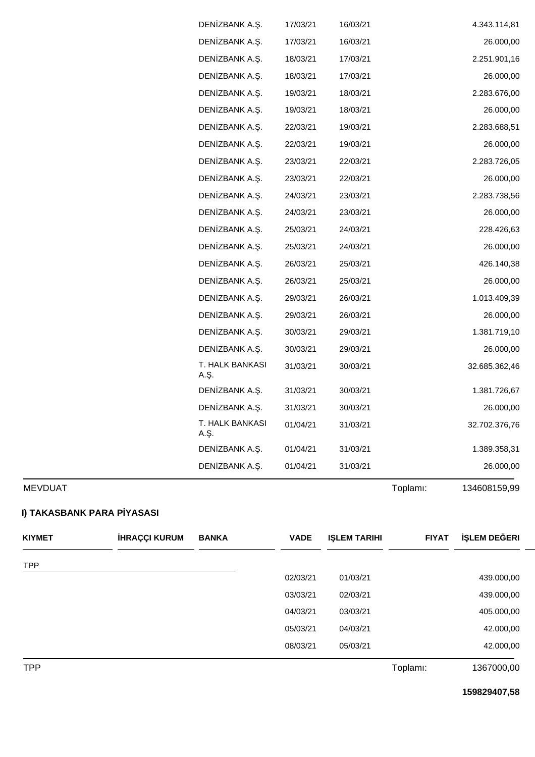| | | | | | | |
|---|---|---|---|---|---|---|
| | | DENİZBANK A.Ş. | 17/03/21 | 16/03/21 | | 4.343.114,81 |
| | | DENİZBANK A.Ş. | 17/03/21 | 16/03/21 | | 26.000,00 |
| | | DENİZBANK A.Ş. | 18/03/21 | 17/03/21 | | 2.251.901,16 |
| | | DENİZBANK A.Ş. | 18/03/21 | 17/03/21 | | 26.000,00 |
| | | DENİZBANK A.Ş. | 19/03/21 | 18/03/21 | | 2.283.676,00 |
| | | DENİZBANK A.Ş. | 19/03/21 | 18/03/21 | | 26.000,00 |
| | | DENİZBANK A.Ş. | 22/03/21 | 19/03/21 | | 2.283.688,51 |
| | | DENİZBANK A.Ş. | 22/03/21 | 19/03/21 | | 26.000,00 |
| | | DENİZBANK A.Ş. | 23/03/21 | 22/03/21 | | 2.283.726,05 |
| | | DENİZBANK A.Ş. | 23/03/21 | 22/03/21 | | 26.000,00 |
| | | DENİZBANK A.Ş. | 24/03/21 | 23/03/21 | | 2.283.738,56 |
| | | DENİZBANK A.Ş. | 24/03/21 | 23/03/21 | | 26.000,00 |
| | | DENİZBANK A.Ş. | 25/03/21 | 24/03/21 | | 228.426,63 |
| | | DENİZBANK A.Ş. | 25/03/21 | 24/03/21 | | 26.000,00 |
| | | DENİZBANK A.Ş. | 26/03/21 | 25/03/21 | | 426.140,38 |
| | | DENİZBANK A.Ş. | 26/03/21 | 25/03/21 | | 26.000,00 |
| | | DENİZBANK A.Ş. | 29/03/21 | 26/03/21 | | 1.013.409,39 |
| | | DENİZBANK A.Ş. | 29/03/21 | 26/03/21 | | 26.000,00 |
| | | DENİZBANK A.Ş. | 30/03/21 | 29/03/21 | | 1.381.719,10 |
| | | DENİZBANK A.Ş. | 30/03/21 | 29/03/21 | | 26.000,00 |
| | | T. HALK BANKASI A.Ş. | 31/03/21 | 30/03/21 | | 32.685.362,46 |
| | | DENİZBANK A.Ş. | 31/03/21 | 30/03/21 | | 1.381.726,67 |
| | | DENİZBANK A.Ş. | 31/03/21 | 30/03/21 | | 26.000,00 |
| | | T. HALK BANKASI A.Ş. | 01/04/21 | 31/03/21 | | 32.702.376,76 |
| | | DENİZBANK A.Ş. | 01/04/21 | 31/03/21 | | 1.389.358,31 |
| | | DENİZBANK A.Ş. | 01/04/21 | 31/03/21 | | 26.000,00 |
| MEVDUAT | | | | | Toplamı: | 134608159,99 |

**I) TAKASBANK PARA PİYASASI**

| KIYMET | İHRAÇÇI KURUM | BANKA | VADE | IŞLEM TARIHI | FIYAT | İŞLEM DEĞERI |
|---|---|---|---|---|---|---|
| TPP | | | | | | |
| | | | 02/03/21 | 01/03/21 | | 439.000,00 |
| | | | 03/03/21 | 02/03/21 | | 439.000,00 |
| | | | 04/03/21 | 03/03/21 | | 405.000,00 |
| | | | 05/03/21 | 04/03/21 | | 42.000,00 |
| | | | 08/03/21 | 05/03/21 | | 42.000,00 |
| TPP | | | | | Toplamı: | 1367000,00 |

**159829407,58**